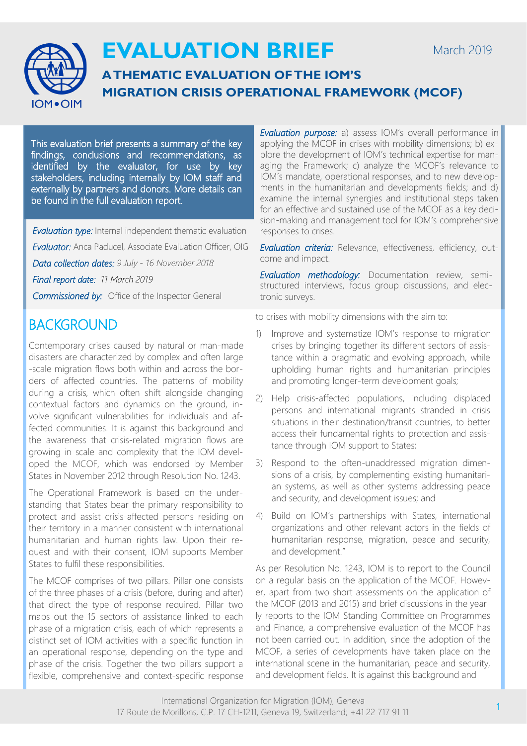# EVALUATION BRIEF

March 2019

## A THEMATIC EVALUATION OF THE IOM'S MIGRATION CRISIS OPERATIONAL FRAMEWORK (MCOF)

This evaluation brief presents a summary of the key findings, conclusions and recommendations, as identified by the evaluator, for use by key stakeholders, including internally by IOM staff and externally by partners and donors. More details can be found in the full evaluation report.

*Evaluation type:* Internal independent thematic evaluation

*Evaluator:* Anca Paducel, Associate Evaluation Officer, OIG

*Data collection dates: 9 July - 16 November 2018*

*Final report date: 11 March 2019*

*Commissioned by:* Office of the Inspector General

*Evaluation purpose:* a) assess IOM's overall performance in applying the MCOF in crises with mobility dimensions; b) explore the development of IOM's technical expertise for managing the Framework; c) analyze the MCOF's relevance to IOM's mandate, operational responses, and to new developments in the humanitarian and developments fields; and d) examine the internal synergies and institutional steps taken for an effective and sustained use of the MCOF as a key decision-making and management tool for IOM's comprehensive responses to crises.

*Evaluation criteria:* Relevance, effectiveness, efficiency, outcome and impact.

*Evaluation methodology:* Documentation review, semi-structured interviews, focus group discussions, and electronic surveys.

## BACKGROUND

Contemporary crises caused by natural or man-made disasters are characterized by complex and often large-scale migration flows both within and across the borders of affected countries. The patterns of mobility during a crisis, which often shift alongside changing contextual factors and dynamics on the ground, involve significant vulnerabilities for individuals and affected communities. It is against this background and the awareness that crisis-related migration flows are growing in scale and complexity that the IOM developed the MCOF, which was endorsed by Member States in November 2012 through Resolution No. 1243.

The Operational Framework is based on the understanding that States bear the primary responsibility to protect and assist crisis-affected persons residing on their territory in a manner consistent with international humanitarian and human rights law. Upon their request and with their consent, IOM supports Member States to fulfil these responsibilities.

The MCOF comprises of two pillars. Pillar one consists of the three phases of a crisis (before, during and after) that direct the type of response required. Pillar two maps out the 15 sectors of assistance linked to each phase of a migration crisis, each of which represents a distinct set of IOM activities with a specific function in an operational response, depending on the type and phase of the crisis. Together the two pillars support a flexible, comprehensive and context-specific response to crises with mobility dimensions with the aim to:

1) Improve and systematize IOM's response to migration crises by bringing together its different sectors of assistance within a pragmatic and evolving approach, while upholding human rights and humanitarian principles and promoting longer-term development goals;
2) Help crisis-affected populations, including displaced persons and international migrants stranded in crisis situations in their destination/transit countries, to better access their fundamental rights to protection and assistance through IOM support to States;
3) Respond to the often-unaddressed migration dimensions of a crisis, by complementing existing humanitarian systems, as well as other systems addressing peace and security, and development issues; and
4) Build on IOM's partnerships with States, international organizations and other relevant actors in the fields of humanitarian response, migration, peace and security, and development."

As per Resolution No. 1243, IOM is to report to the Council on a regular basis on the application of the MCOF. However, apart from two short assessments on the application of the MCOF (2013 and 2015) and brief discussions in the yearly reports to the IOM Standing Committee on Programmes and Finance, a comprehensive evaluation of the MCOF has not been carried out. In addition, since the adoption of the MCOF, a series of developments have taken place on the international scene in the humanitarian, peace and security, and development fields. It is against this background and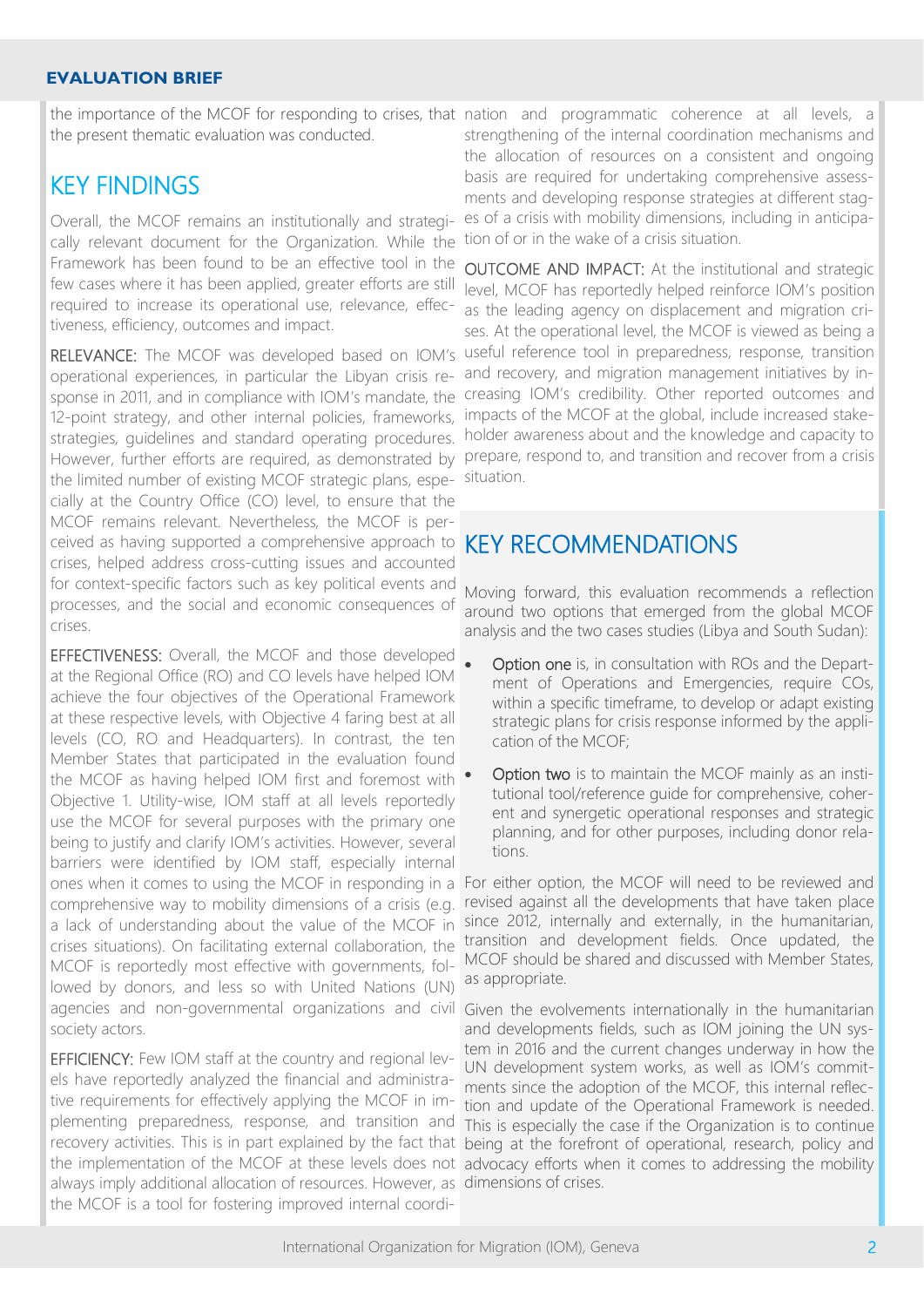the importance of the MCOF for responding to crises, that the present thematic evaluation was conducted.

## KEY FINDINGS

Overall, the MCOF remains an institutionally and strategically relevant document for the Organization. While the Framework has been found to be an effective tool in the few cases where it has been applied, greater efforts are still required to increase its operational use, relevance, effectiveness, efficiency, outcomes and impact.

**RELEVANCE:** The MCOF was developed based on IOM's operational experiences, in particular the Libyan crisis response in 2011, and in compliance with IOM's mandate, the 12-point strategy, and other internal policies, frameworks, strategies, guidelines and standard operating procedures. However, further efforts are required, as demonstrated by the limited number of existing MCOF strategic plans, especially at the Country Office (CO) level, to ensure that the MCOF remains relevant. Nevertheless, the MCOF is perceived as having supported a comprehensive approach to crises, helped address cross-cutting issues and accounted for context-specific factors such as key political events and processes, and the social and economic consequences of crises.

**EFFECTIVENESS:** Overall, the MCOF and those developed at the Regional Office (RO) and CO levels have helped IOM achieve the four objectives of the Operational Framework at these respective levels, with Objective 4 faring best at all levels (CO, RO and Headquarters). In contrast, the ten Member States that participated in the evaluation found the MCOF as having helped IOM first and foremost with Objective 1. Utility-wise, IOM staff at all levels reportedly use the MCOF for several purposes with the primary one being to justify and clarify IOM's activities. However, several barriers were identified by IOM staff, especially internal ones when it comes to using the MCOF in responding in a comprehensive way to mobility dimensions of a crisis (e.g. a lack of understanding about the value of the MCOF in crises situations). On facilitating external collaboration, the MCOF is reportedly most effective with governments, followed by donors, and less so with United Nations (UN) agencies and non-governmental organizations and civil society actors.

**EFFICIENCY:** Few IOM staff at the country and regional levels have reportedly analyzed the financial and administrative requirements for effectively applying the MCOF in implementing preparedness, response, and transition and recovery activities. This is in part explained by the fact that the implementation of the MCOF at these levels does not always imply additional allocation of resources. However, as the MCOF is a tool for fostering improved internal coordination and programmatic coherence at all levels, a strengthening of the internal coordination mechanisms and the allocation of resources on a consistent and ongoing basis are required for undertaking comprehensive assessments and developing response strategies at different stages of a crisis with mobility dimensions, including in anticipation of or in the wake of a crisis situation.

**OUTCOME AND IMPACT:** At the institutional and strategic level, MCOF has reportedly helped reinforce IOM's position as the leading agency on displacement and migration crises. At the operational level, the MCOF is viewed as being a useful reference tool in preparedness, response, transition and recovery, and migration management initiatives by increasing IOM's credibility. Other reported outcomes and impacts of the MCOF at the global, include increased stakeholder awareness about and the knowledge and capacity to prepare, respond to, and transition and recover from a crisis situation.

## KEY RECOMMENDATIONS

Moving forward, this evaluation recommends a reflection around two options that emerged from the global MCOF analysis and the two cases studies (Libya and South Sudan):

- Option one is, in consultation with ROs and the Department of Operations and Emergencies, require COs, within a specific timeframe, to develop or adapt existing strategic plans for crisis response informed by the application of the MCOF;
- Option two is to maintain the MCOF mainly as an institutional tool/reference guide for comprehensive, coherent and synergetic operational responses and strategic planning, and for other purposes, including donor relations.

For either option, the MCOF will need to be reviewed and revised against all the developments that have taken place since 2012, internally and externally, in the humanitarian, transition and development fields. Once updated, the MCOF should be shared and discussed with Member States, as appropriate.

Given the evolvements internationally in the humanitarian and developments fields, such as IOM joining the UN system in 2016 and the current changes underway in how the UN development system works, as well as IOM's commitments since the adoption of the MCOF, this internal reflection and update of the Operational Framework is needed. This is especially the case if the Organization is to continue being at the forefront of operational, research, policy and advocacy efforts when it comes to addressing the mobility dimensions of crises.